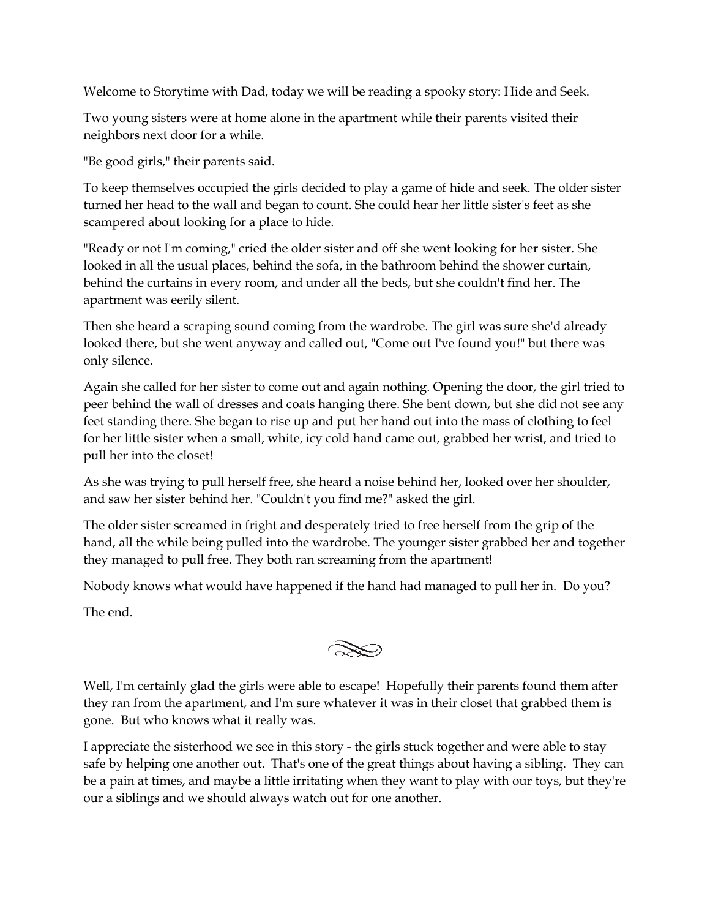Welcome to Storytime with Dad, today we will be reading a spooky story: Hide and Seek.

Two young sisters were at home alone in the apartment while their parents visited their neighbors next door for a while.

"Be good girls," their parents said.

To keep themselves occupied the girls decided to play a game of hide and seek. The older sister turned her head to the wall and began to count. She could hear her little sister's feet as she scampered about looking for a place to hide.

"Ready or not I'm coming," cried the older sister and off she went looking for her sister. She looked in all the usual places, behind the sofa, in the bathroom behind the shower curtain, behind the curtains in every room, and under all the beds, but she couldn't find her. The apartment was eerily silent.

Then she heard a scraping sound coming from the wardrobe. The girl was sure she'd already looked there, but she went anyway and called out, "Come out I've found you!" but there was only silence.

Again she called for her sister to come out and again nothing. Opening the door, the girl tried to peer behind the wall of dresses and coats hanging there. She bent down, but she did not see any feet standing there. She began to rise up and put her hand out into the mass of clothing to feel for her little sister when a small, white, icy cold hand came out, grabbed her wrist, and tried to pull her into the closet!

As she was trying to pull herself free, she heard a noise behind her, looked over her shoulder, and saw her sister behind her. "Couldn't you find me?" asked the girl.

The older sister screamed in fright and desperately tried to free herself from the grip of the hand, all the while being pulled into the wardrobe. The younger sister grabbed her and together they managed to pull free. They both ran screaming from the apartment!

Nobody knows what would have happened if the hand had managed to pull her in. Do you?

The end.

Well, I'm certainly glad the girls were able to escape! Hopefully their parents found them after they ran from the apartment, and I'm sure whatever it was in their closet that grabbed them is gone. But who knows what it really was.

I appreciate the sisterhood we see in this story - the girls stuck together and were able to stay safe by helping one another out. That's one of the great things about having a sibling. They can be a pain at times, and maybe a little irritating when they want to play with our toys, but they're our a siblings and we should always watch out for one another.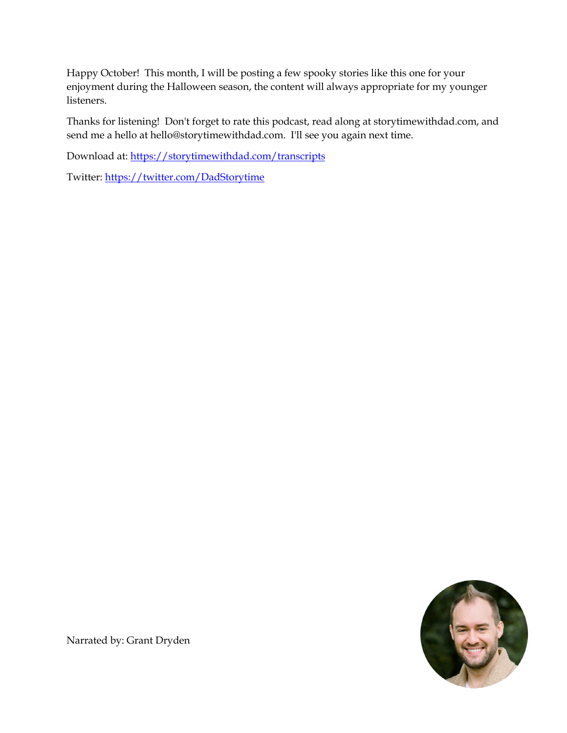Happy October! This month, I will be posting a few spooky stories like this one for your enjoyment during the Halloween season, the content will always appropriate for my younger listeners.

Thanks for listening! Don't forget to rate this podcast, read along at storytimewithdad.com, and send me a hello at hello@storytimewithdad.com. I'll see you again next time.

Download at: [https://storytimewithdad.com/transcripts](https://storytimewithdad.com/transcripts)

Twitter: [https://twitter.com/DadStorytime](https://twitter.com/DadStorytime)

Narrated by: Grant Dryden